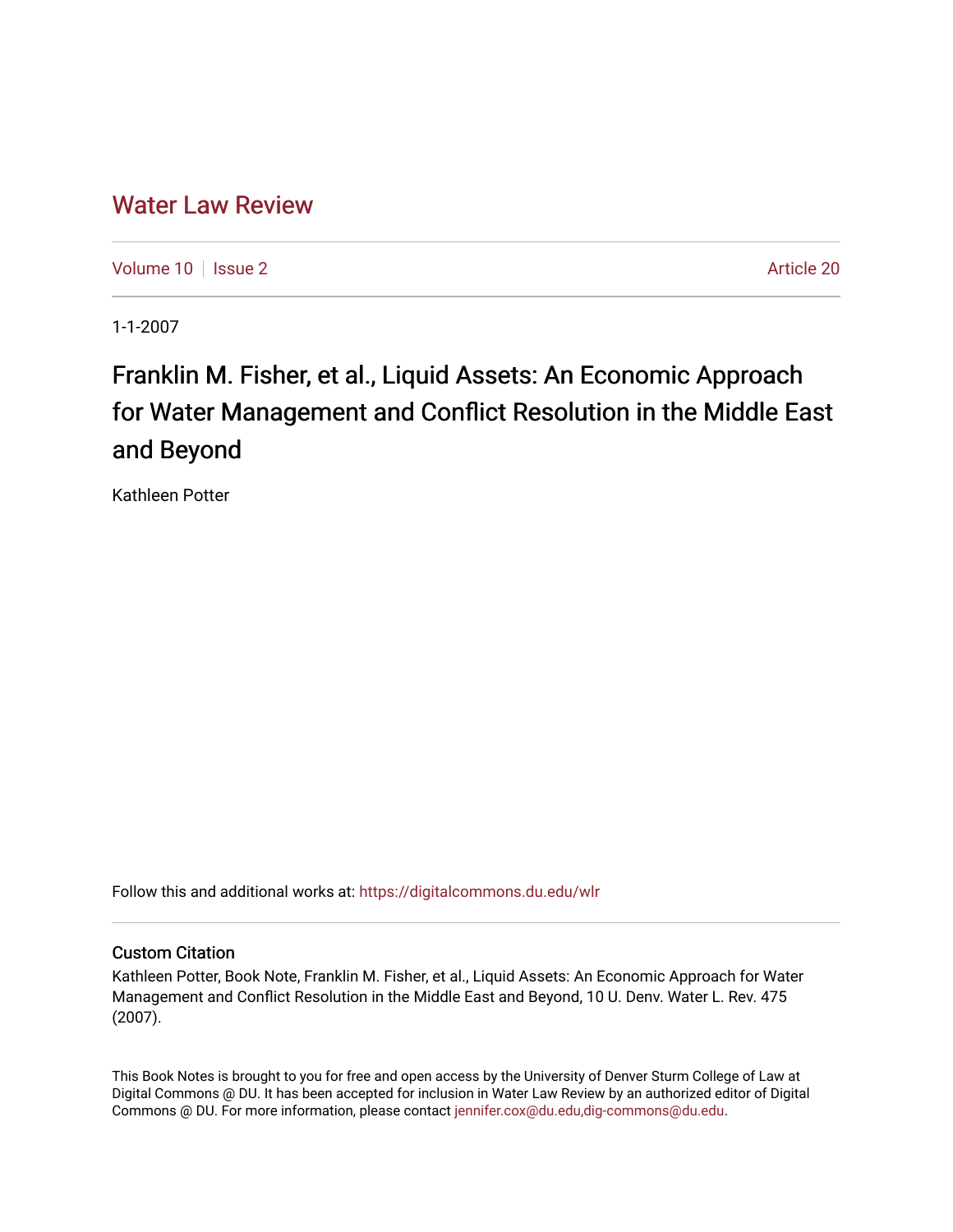# Water Law Review

Volume 10 | Issue 2 | Article 20

1-1-2007

## Franklin M. Fisher, et al., Liquid Assets: An Economic Approach for Water Management and Conflict Resolution in the Middle East and Beyond

Kathleen Potter

Follow this and additional works at: https://digitalcommons.du.edu/wlr

### Custom Citation

Kathleen Potter, Book Note, Franklin M. Fisher, et al., Liquid Assets: An Economic Approach for Water Management and Conflict Resolution in the Middle East and Beyond, 10 U. Denv. Water L. Rev. 475 (2007).

This Book Notes is brought to you for free and open access by the University of Denver Sturm College of Law at Digital Commons @ DU. It has been accepted for inclusion in Water Law Review by an authorized editor of Digital Commons @ DU. For more information, please contact jennifer.cox@du.edu,dig-commons@du.edu.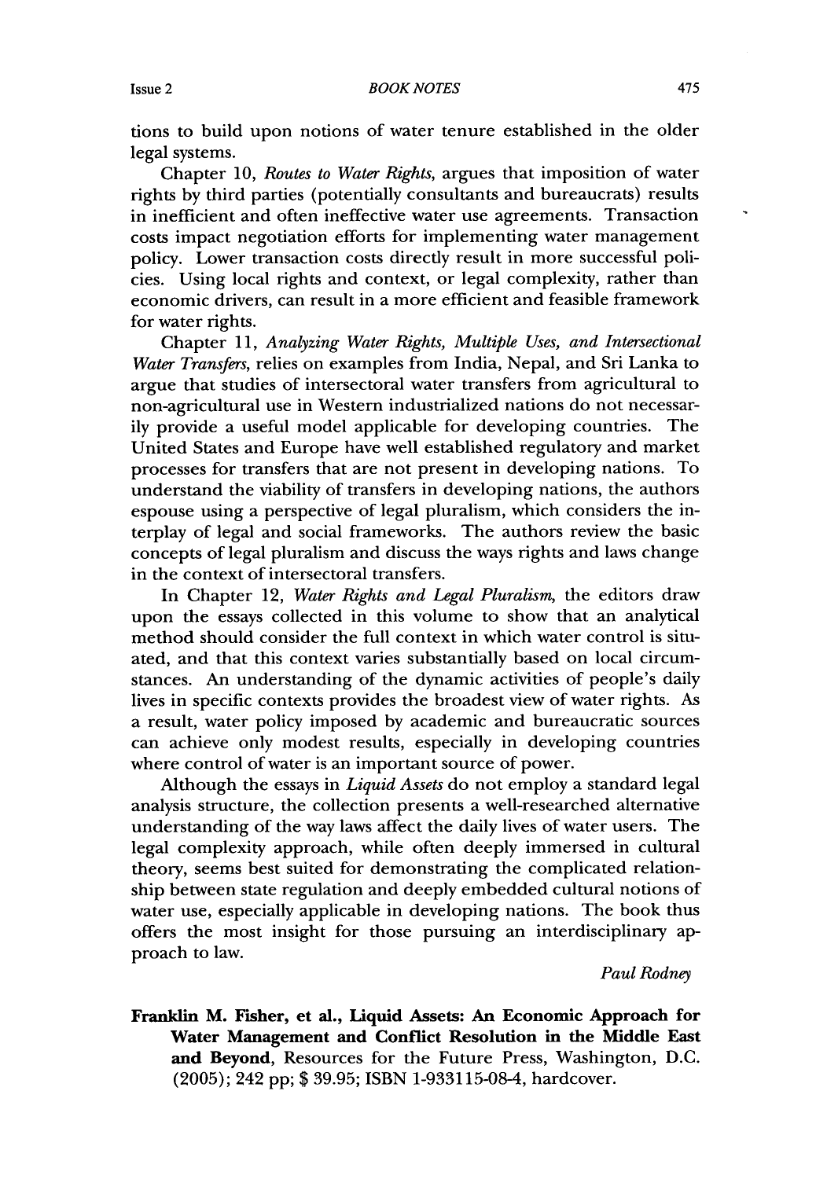tions to build upon notions of water tenure established in the older legal systems.

Chapter 10, *Routes to Water Rights*, argues that imposition of water rights by third parties (potentially consultants and bureaucrats) results in inefficient and often ineffective water use agreements. Transaction costs impact negotiation efforts for implementing water management policy. Lower transaction costs directly result in more successful policies. Using local rights and context, or legal complexity, rather than economic drivers, can result in a more efficient and feasible framework for water rights.

Chapter 11, *Analyzing Water Rights, Multiple Uses, and Intersectional Water Transfers*, relies on examples from India, Nepal, and Sri Lanka to argue that studies of intersectoral water transfers from agricultural to non-agricultural use in Western industrialized nations do not necessarily provide a useful model applicable for developing countries. The United States and Europe have well established regulatory and market processes for transfers that are not present in developing nations. To understand the viability of transfers in developing nations, the authors espouse using a perspective of legal pluralism, which considers the interplay of legal and social frameworks. The authors review the basic concepts of legal pluralism and discuss the ways rights and laws change in the context of intersectoral transfers.

In Chapter 12, *Water Rights and Legal Pluralism*, the editors draw upon the essays collected in this volume to show that an analytical method should consider the full context in which water control is situated, and that this context varies substantially based on local circumstances. An understanding of the dynamic activities of people's daily lives in specific contexts provides the broadest view of water rights. As a result, water policy imposed by academic and bureaucratic sources can achieve only modest results, especially in developing countries where control of water is an important source of power.

Although the essays in *Liquid Assets* do not employ a standard legal analysis structure, the collection presents a well-researched alternative understanding of the way laws affect the daily lives of water users. The legal complexity approach, while often deeply immersed in cultural theory, seems best suited for demonstrating the complicated relationship between state regulation and deeply embedded cultural notions of water use, especially applicable in developing nations. The book thus offers the most insight for those pursuing an interdisciplinary approach to law.

*Paul Rodney*

**Franklin M. Fisher, et al., Liquid Assets: An Economic Approach for Water Management and Conflict Resolution in the Middle East and Beyond**, Resources for the Future Press, Washington, D.C. (2005); 242 pp; $ 39.95; ISBN 1-933115-08-4, hardcover.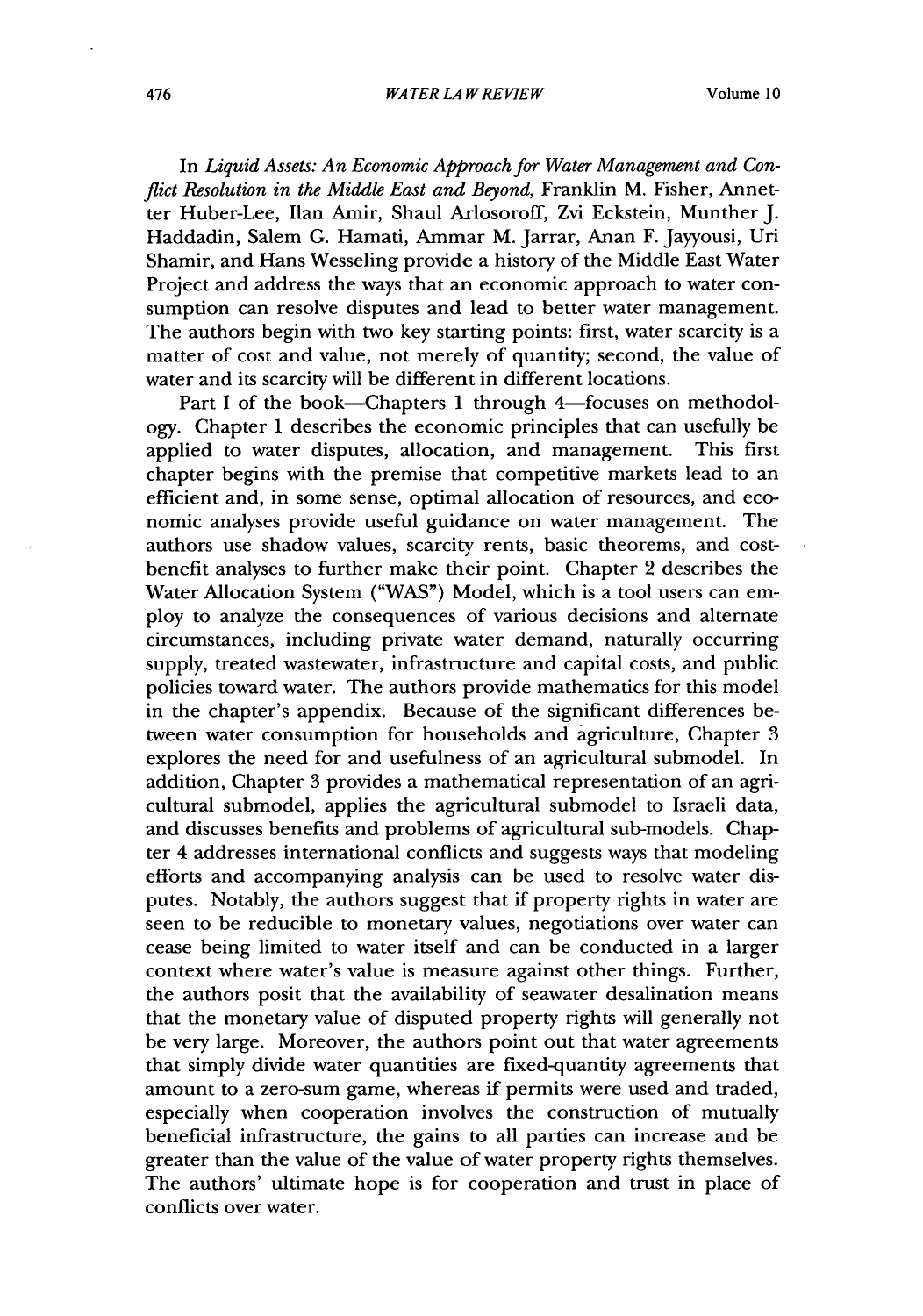In *Liquid Assets: An Economic Approach for Water Management and Conflict Resolution in the Middle East and Beyond*, Franklin M. Fisher, Annetter Huber-Lee, Ilan Amir, Shaul Arlosoroff, Zvi Eckstein, Munther J. Haddadin, Salem G. Hamati, Ammar M. Jarrar, Anan F. Jayyousi, Uri Shamir, and Hans Wesseling provide a history of the Middle East Water Project and address the ways that an economic approach to water consumption can resolve disputes and lead to better water management. The authors begin with two key starting points: first, water scarcity is a matter of cost and value, not merely of quantity; second, the value of water and its scarcity will be different in different locations.

Part I of the book—Chapters 1 through 4—focuses on methodology. Chapter 1 describes the economic principles that can usefully be applied to water disputes, allocation, and management. This first chapter begins with the premise that competitive markets lead to an efficient and, in some sense, optimal allocation of resources, and economic analyses provide useful guidance on water management. The authors use shadow values, scarcity rents, basic theorems, and cost-benefit analyses to further make their point. Chapter 2 describes the Water Allocation System ("WAS") Model, which is a tool users can employ to analyze the consequences of various decisions and alternate circumstances, including private water demand, naturally occurring supply, treated wastewater, infrastructure and capital costs, and public policies toward water. The authors provide mathematics for this model in the chapter's appendix. Because of the significant differences between water consumption for households and agriculture, Chapter 3 explores the need for and usefulness of an agricultural submodel. In addition, Chapter 3 provides a mathematical representation of an agricultural submodel, applies the agricultural submodel to Israeli data, and discusses benefits and problems of agricultural sub-models. Chapter 4 addresses international conflicts and suggests ways that modeling efforts and accompanying analysis can be used to resolve water disputes. Notably, the authors suggest that if property rights in water are seen to be reducible to monetary values, negotiations over water can cease being limited to water itself and can be conducted in a larger context where water's value is measure against other things. Further, the authors posit that the availability of seawater desalination means that the monetary value of disputed property rights will generally not be very large. Moreover, the authors point out that water agreements that simply divide water quantities are fixed-quantity agreements that amount to a zero-sum game, whereas if permits were used and traded, especially when cooperation involves the construction of mutually beneficial infrastructure, the gains to all parties can increase and be greater than the value of the value of water property rights themselves. The authors' ultimate hope is for cooperation and trust in place of conflicts over water.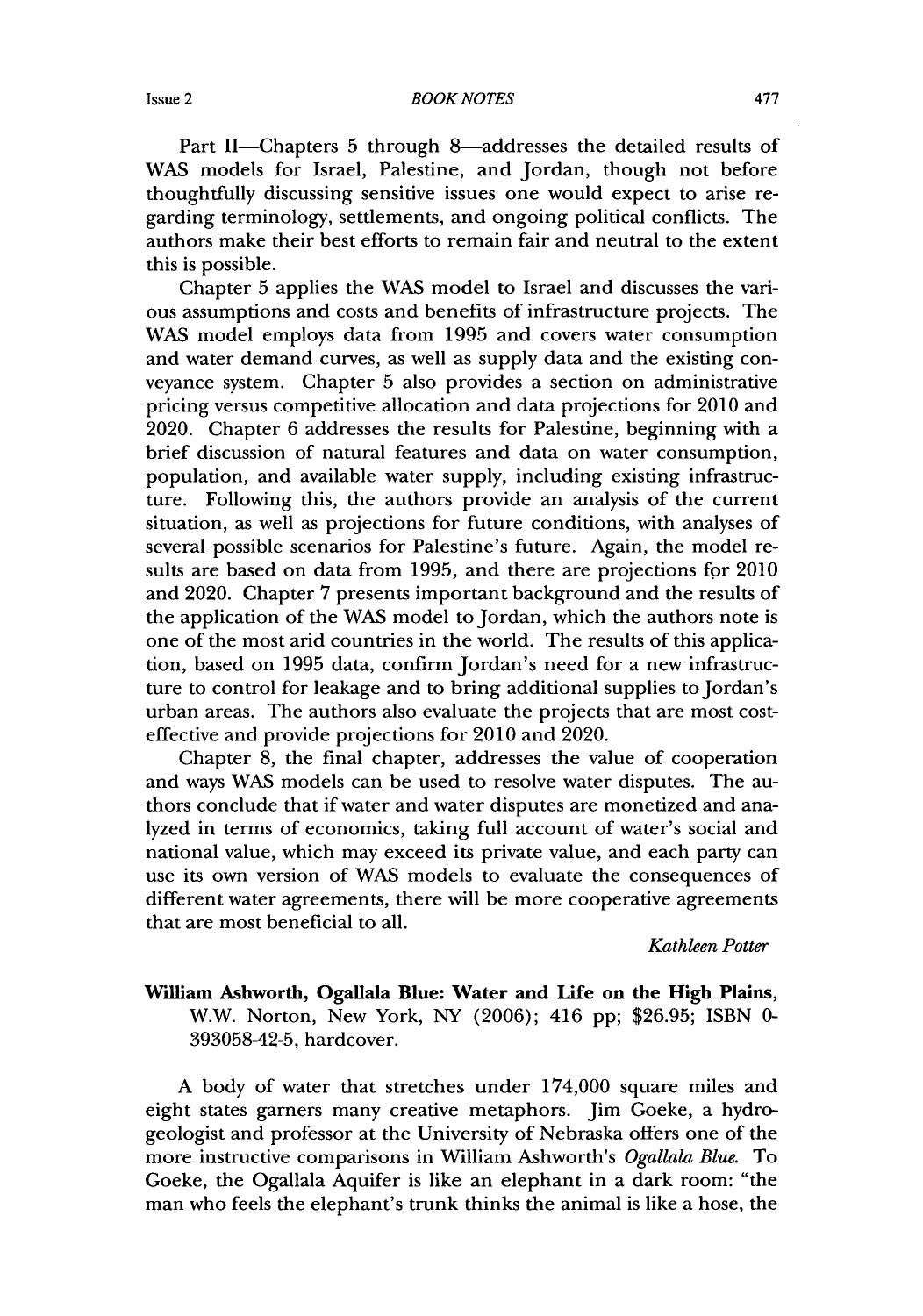Part II—Chapters 5 through 8—addresses the detailed results of WAS models for Israel, Palestine, and Jordan, though not before thoughtfully discussing sensitive issues one would expect to arise regarding terminology, settlements, and ongoing political conflicts. The authors make their best efforts to remain fair and neutral to the extent this is possible.

Chapter 5 applies the WAS model to Israel and discusses the various assumptions and costs and benefits of infrastructure projects. The WAS model employs data from 1995 and covers water consumption and water demand curves, as well as supply data and the existing conveyance system. Chapter 5 also provides a section on administrative pricing versus competitive allocation and data projections for 2010 and 2020. Chapter 6 addresses the results for Palestine, beginning with a brief discussion of natural features and data on water consumption, population, and available water supply, including existing infrastructure. Following this, the authors provide an analysis of the current situation, as well as projections for future conditions, with analyses of several possible scenarios for Palestine's future. Again, the model results are based on data from 1995, and there are projections for 2010 and 2020. Chapter 7 presents important background and the results of the application of the WAS model to Jordan, which the authors note is one of the most arid countries in the world. The results of this application, based on 1995 data, confirm Jordan's need for a new infrastructure to control for leakage and to bring additional supplies to Jordan's urban areas. The authors also evaluate the projects that are most cost-effective and provide projections for 2010 and 2020.

Chapter 8, the final chapter, addresses the value of cooperation and ways WAS models can be used to resolve water disputes. The authors conclude that if water and water disputes are monetized and analyzed in terms of economics, taking full account of water's social and national value, which may exceed its private value, and each party can use its own version of WAS models to evaluate the consequences of different water agreements, there will be more cooperative agreements that are most beneficial to all.

*Kathleen Potter*

**William Ashworth, Ogallala Blue: Water and Life on the High Plains,** W.W. Norton, New York, NY (2006); 416 pp; $26.95; ISBN 0-393058-42-5, hardcover.

A body of water that stretches under 174,000 square miles and eight states garners many creative metaphors. Jim Goeke, a hydrogeologist and professor at the University of Nebraska offers one of the more instructive comparisons in William Ashworth's *Ogallala Blue*. To Goeke, the Ogallala Aquifer is like an elephant in a dark room: "the man who feels the elephant's trunk thinks the animal is like a hose, the